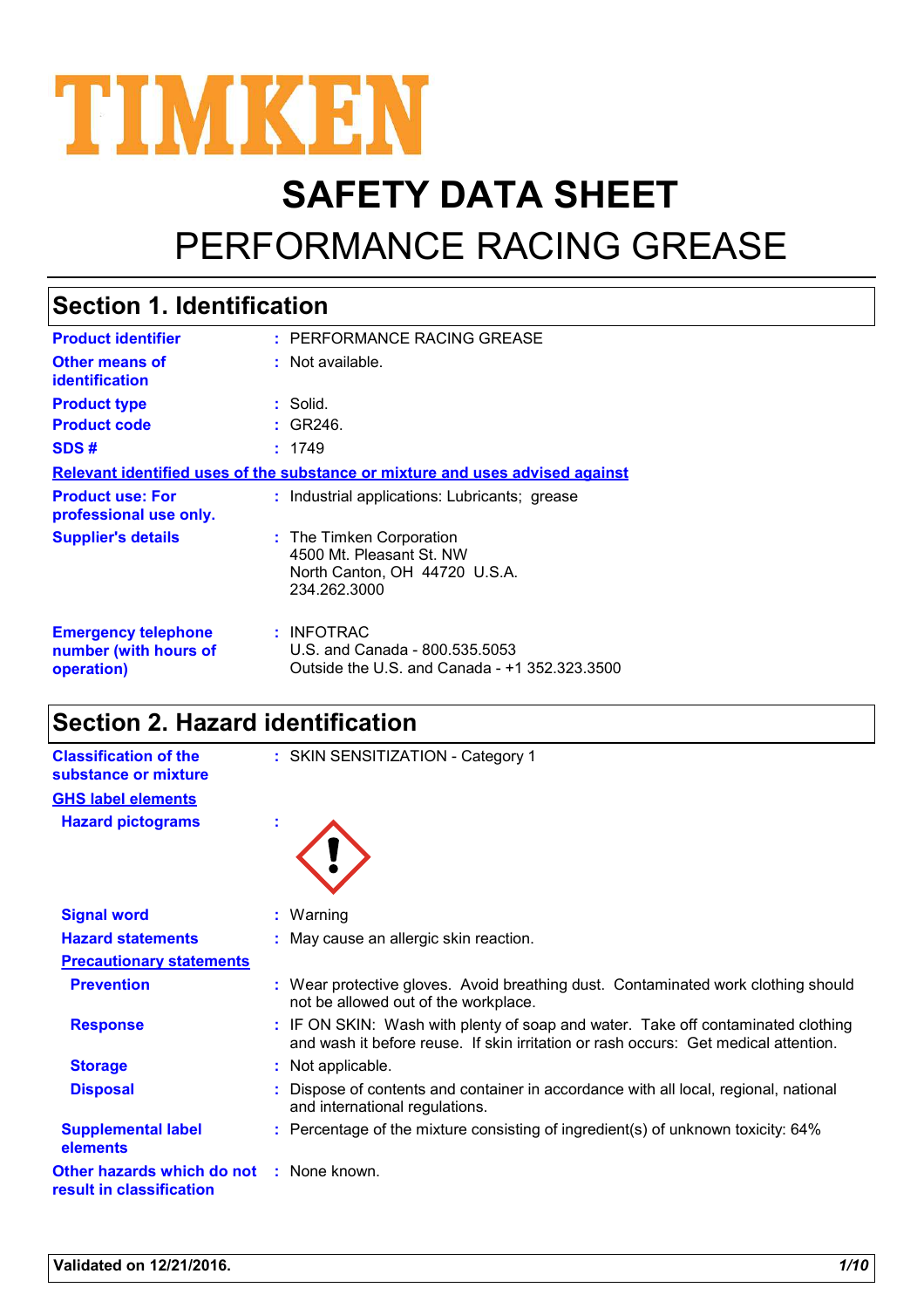TIMKEN

# SAFETY DATA SHEET

# PERFORMANCE RACING GREASE

## Section 1. Identification

| | |
|---|---|
| **Product identifier** | : PERFORMANCE RACING GREASE |
| **Other means of identification** | : Not available. |
| **Product type** | : Solid. |
| **Product code** | : GR246. |
| **SDS #** | : 1749 |

**Relevant identified uses of the substance or mixture and uses advised against**

| | |
|---|---|
| **Product use: For professional use only.** | : Industrial applications: Lubricants; grease |
| **Supplier's details** | : The Timken Corporation<br>4500 Mt. Pleasant St. NW<br>North Canton, OH 44720 U.S.A.<br>234.262.3000 |
| **Emergency telephone number (with hours of operation)** | : INFOTRAC<br>U.S. and Canada - 800.535.5053<br>Outside the U.S. and Canada - +1 352.323.3500 |

## Section 2. Hazard identification

| | |
|---|---|
| **Classification of the substance or mixture** | : SKIN SENSITIZATION - Category 1 |

**GHS label elements**

| | |
|---|---|
| **Hazard pictograms** | : |
| **Signal word** | : Warning |
| **Hazard statements** | : May cause an allergic skin reaction. |

**Precautionary statements**

| | |
|---|---|
| **Prevention** | : Wear protective gloves. Avoid breathing dust. Contaminated work clothing should not be allowed out of the workplace. |
| **Response** | : IF ON SKIN: Wash with plenty of soap and water. Take off contaminated clothing and wash it before reuse. If skin irritation or rash occurs: Get medical attention. |
| **Storage** | : Not applicable. |
| **Disposal** | : Dispose of contents and container in accordance with all local, regional, national and international regulations. |
| **Supplemental label elements** | : Percentage of the mixture consisting of ingredient(s) of unknown toxicity: 64% |
| **Other hazards which do not result in classification** | : None known. |

**Validated on 12/21/2016.**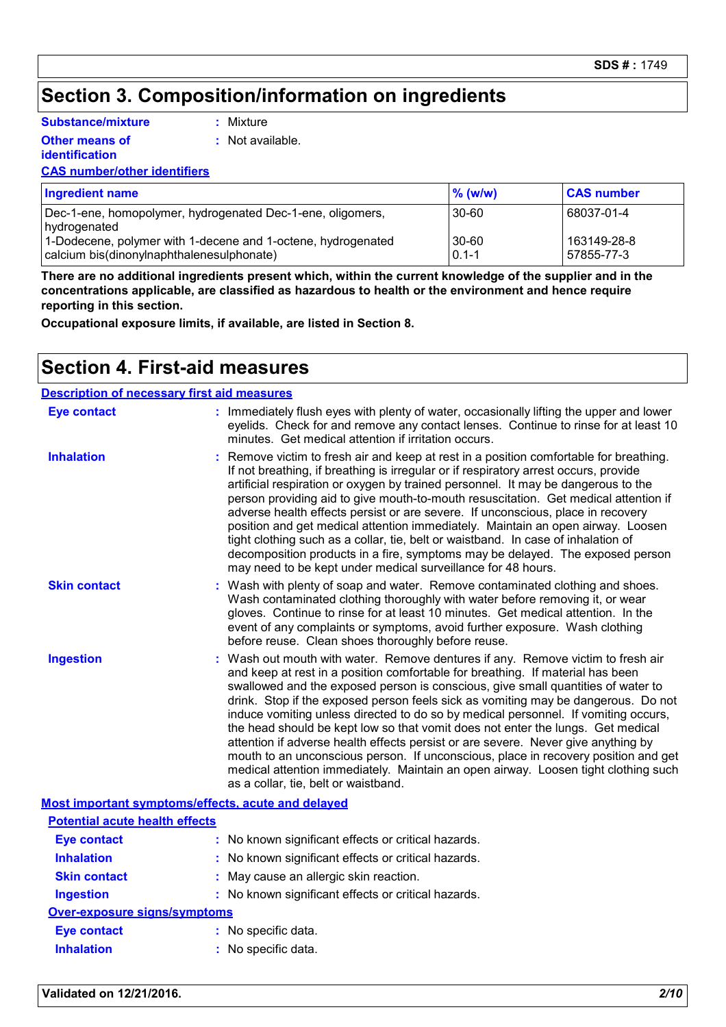# Section 3. Composition/information on ingredients

**Substance/mixture** : Mixture

**Other means of identification** : Not available.

**CAS number/other identifiers**

| Ingredient name | % (w/w) | CAS number |
|---|---|---|
| Dec-1-ene, homopolymer, hydrogenated Dec-1-ene, oligomers, hydrogenated | 30-60 | 68037-01-4 |
| 1-Dodecene, polymer with 1-decene and 1-octene, hydrogenated | 30-60 | 163149-28-8 |
| calcium bis(dinonylnaphthalenesulphonate) | 0.1-1 | 57855-77-3 |

**There are no additional ingredients present which, within the current knowledge of the supplier and in the concentrations applicable, are classified as hazardous to health or the environment and hence require reporting in this section.**

**Occupational exposure limits, if available, are listed in Section 8.**

# Section 4. First-aid measures

**Description of necessary first aid measures**

**Eye contact** : Immediately flush eyes with plenty of water, occasionally lifting the upper and lower eyelids. Check for and remove any contact lenses. Continue to rinse for at least 10 minutes. Get medical attention if irritation occurs.

**Inhalation** : Remove victim to fresh air and keep at rest in a position comfortable for breathing. If not breathing, if breathing is irregular or if respiratory arrest occurs, provide artificial respiration or oxygen by trained personnel. It may be dangerous to the person providing aid to give mouth-to-mouth resuscitation. Get medical attention if adverse health effects persist or are severe. If unconscious, place in recovery position and get medical attention immediately. Maintain an open airway. Loosen tight clothing such as a collar, tie, belt or waistband. In case of inhalation of decomposition products in a fire, symptoms may be delayed. The exposed person may need to be kept under medical surveillance for 48 hours.

**Skin contact** : Wash with plenty of soap and water. Remove contaminated clothing and shoes. Wash contaminated clothing thoroughly with water before removing it, or wear gloves. Continue to rinse for at least 10 minutes. Get medical attention. In the event of any complaints or symptoms, avoid further exposure. Wash clothing before reuse. Clean shoes thoroughly before reuse.

**Ingestion** : Wash out mouth with water. Remove dentures if any. Remove victim to fresh air and keep at rest in a position comfortable for breathing. If material has been swallowed and the exposed person is conscious, give small quantities of water to drink. Stop if the exposed person feels sick as vomiting may be dangerous. Do not induce vomiting unless directed to do so by medical personnel. If vomiting occurs, the head should be kept low so that vomit does not enter the lungs. Get medical attention if adverse health effects persist or are severe. Never give anything by mouth to an unconscious person. If unconscious, place in recovery position and get medical attention immediately. Maintain an open airway. Loosen tight clothing such as a collar, tie, belt or waistband.

**Most important symptoms/effects, acute and delayed**

**Potential acute health effects**

**Eye contact** : No known significant effects or critical hazards.

**Inhalation** : No known significant effects or critical hazards.

**Skin contact** : May cause an allergic skin reaction.

**Ingestion** : No known significant effects or critical hazards.

**Over-exposure signs/symptoms**

**Eye contact** : No specific data.

**Inhalation** : No specific data.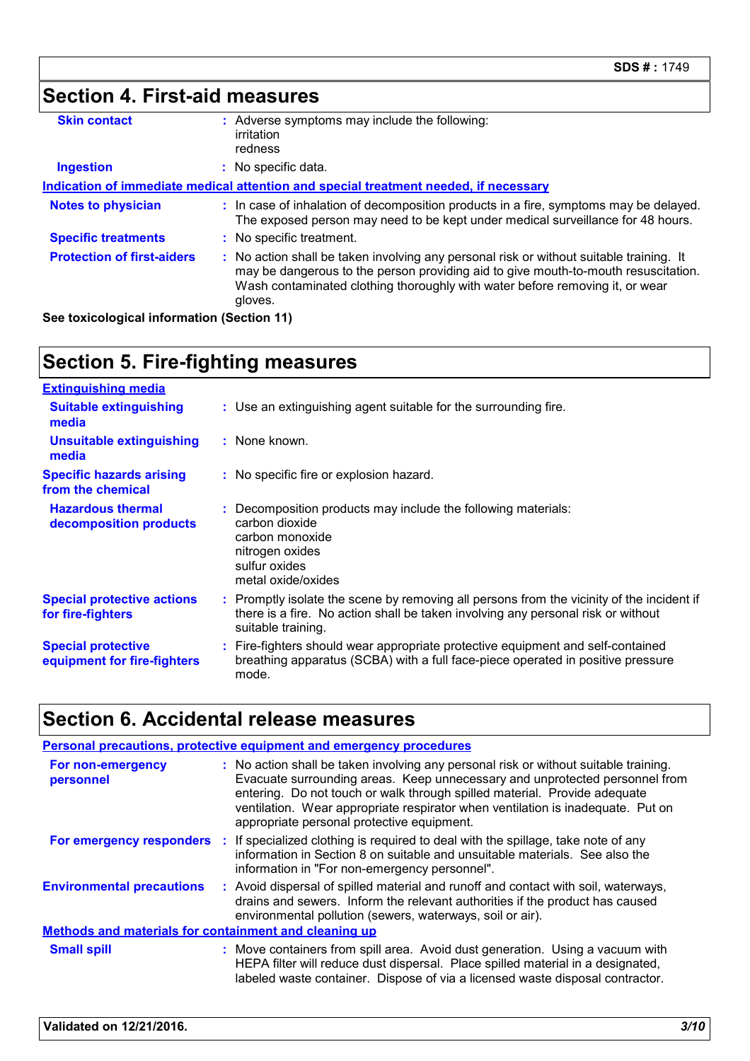## Section 4. First-aid measures

| | |
|---|---|
| **Skin contact** | : Adverse symptoms may include the following:<br>irritation<br>redness |
| **Ingestion** | : No specific data. |

**Indication of immediate medical attention and special treatment needed, if necessary**

| | |
|---|---|
| **Notes to physician** | : In case of inhalation of decomposition products in a fire, symptoms may be delayed. The exposed person may need to be kept under medical surveillance for 48 hours. |
| **Specific treatments** | : No specific treatment. |
| **Protection of first-aiders** | : No action shall be taken involving any personal risk or without suitable training. It may be dangerous to the person providing aid to give mouth-to-mouth resuscitation. Wash contaminated clothing thoroughly with water before removing it, or wear gloves. |

**See toxicological information (Section 11)**

## Section 5. Fire-fighting measures

**Extinguishing media**

| | |
|---|---|
| **Suitable extinguishing media** | : Use an extinguishing agent suitable for the surrounding fire. |
| **Unsuitable extinguishing media** | : None known. |
| **Specific hazards arising from the chemical** | : No specific fire or explosion hazard. |
| **Hazardous thermal decomposition products** | : Decomposition products may include the following materials:<br>carbon dioxide<br>carbon monoxide<br>nitrogen oxides<br>sulfur oxides<br>metal oxide/oxides |
| **Special protective actions for fire-fighters** | : Promptly isolate the scene by removing all persons from the vicinity of the incident if there is a fire. No action shall be taken involving any personal risk or without suitable training. |
| **Special protective equipment for fire-fighters** | : Fire-fighters should wear appropriate protective equipment and self-contained breathing apparatus (SCBA) with a full face-piece operated in positive pressure mode. |

## Section 6. Accidental release measures

**Personal precautions, protective equipment and emergency procedures**

| | |
|---|---|
| **For non-emergency personnel** | : No action shall be taken involving any personal risk or without suitable training. Evacuate surrounding areas. Keep unnecessary and unprotected personnel from entering. Do not touch or walk through spilled material. Provide adequate ventilation. Wear appropriate respirator when ventilation is inadequate. Put on appropriate personal protective equipment. |
| **For emergency responders** | : If specialized clothing is required to deal with the spillage, take note of any information in Section 8 on suitable and unsuitable materials. See also the information in "For non-emergency personnel". |
| **Environmental precautions** | : Avoid dispersal of spilled material and runoff and contact with soil, waterways, drains and sewers. Inform the relevant authorities if the product has caused environmental pollution (sewers, waterways, soil or air). |

**Methods and materials for containment and cleaning up**

| | |
|---|---|
| **Small spill** | : Move containers from spill area. Avoid dust generation. Using a vacuum with HEPA filter will reduce dust dispersal. Place spilled material in a designated, labeled waste container. Dispose of via a licensed waste disposal contractor. |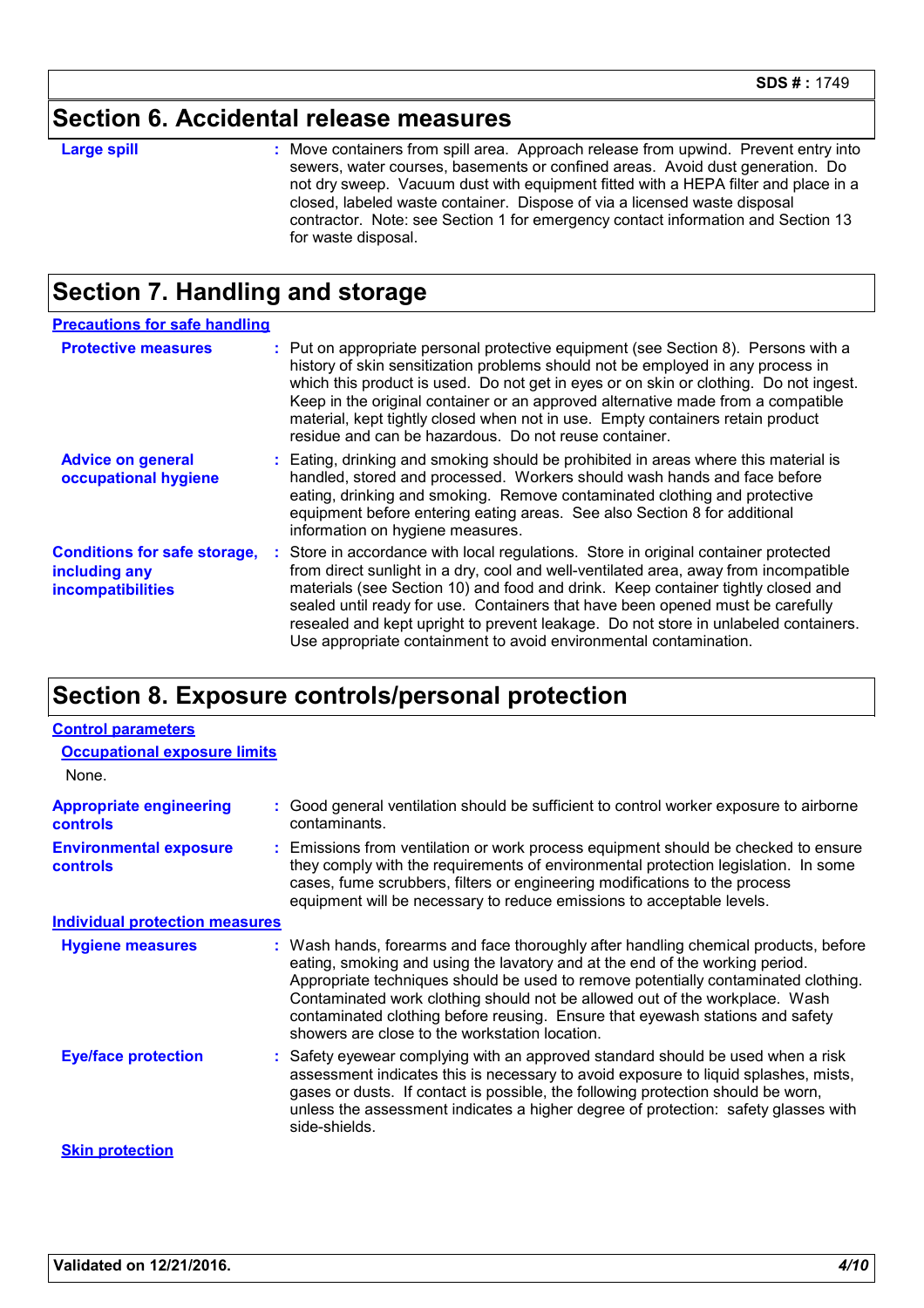## Section 6. Accidental release measures

**Large spill** : Move containers from spill area. Approach release from upwind. Prevent entry into sewers, water courses, basements or confined areas. Avoid dust generation. Do not dry sweep. Vacuum dust with equipment fitted with a HEPA filter and place in a closed, labeled waste container. Dispose of via a licensed waste disposal contractor. Note: see Section 1 for emergency contact information and Section 13 for waste disposal.

## Section 7. Handling and storage

### Precautions for safe handling

**Protective measures** : Put on appropriate personal protective equipment (see Section 8). Persons with a history of skin sensitization problems should not be employed in any process in which this product is used. Do not get in eyes or on skin or clothing. Do not ingest. Keep in the original container or an approved alternative made from a compatible material, kept tightly closed when not in use. Empty containers retain product residue and can be hazardous. Do not reuse container.

**Advice on general occupational hygiene** : Eating, drinking and smoking should be prohibited in areas where this material is handled, stored and processed. Workers should wash hands and face before eating, drinking and smoking. Remove contaminated clothing and protective equipment before entering eating areas. See also Section 8 for additional information on hygiene measures.

**Conditions for safe storage, including any incompatibilities** : Store in accordance with local regulations. Store in original container protected from direct sunlight in a dry, cool and well-ventilated area, away from incompatible materials (see Section 10) and food and drink. Keep container tightly closed and sealed until ready for use. Containers that have been opened must be carefully resealed and kept upright to prevent leakage. Do not store in unlabeled containers. Use appropriate containment to avoid environmental contamination.

## Section 8. Exposure controls/personal protection

### Control parameters

#### Occupational exposure limits

None.

**Appropriate engineering controls** : Good general ventilation should be sufficient to control worker exposure to airborne contaminants.

**Environmental exposure controls** : Emissions from ventilation or work process equipment should be checked to ensure they comply with the requirements of environmental protection legislation. In some cases, fume scrubbers, filters or engineering modifications to the process equipment will be necessary to reduce emissions to acceptable levels.

### Individual protection measures

**Hygiene measures** : Wash hands, forearms and face thoroughly after handling chemical products, before eating, smoking and using the lavatory and at the end of the working period. Appropriate techniques should be used to remove potentially contaminated clothing. Contaminated work clothing should not be allowed out of the workplace. Wash contaminated clothing before reusing. Ensure that eyewash stations and safety showers are close to the workstation location.

**Eye/face protection** : Safety eyewear complying with an approved standard should be used when a risk assessment indicates this is necessary to avoid exposure to liquid splashes, mists, gases or dusts. If contact is possible, the following protection should be worn, unless the assessment indicates a higher degree of protection: safety glasses with side-shields.

#### Skin protection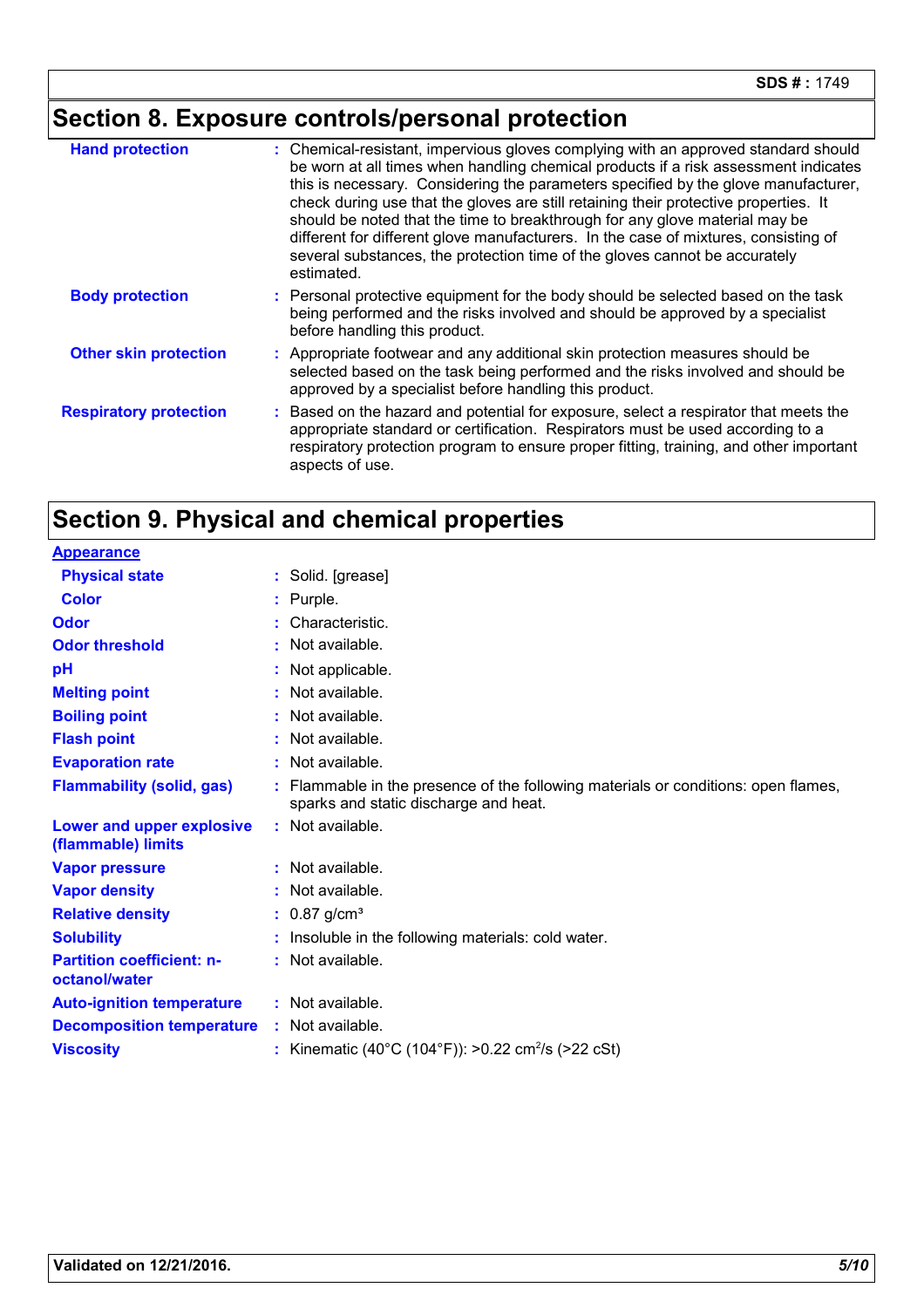## Section 8. Exposure controls/personal protection

| | |
|---|---|
| **Hand protection** | : Chemical-resistant, impervious gloves complying with an approved standard should be worn at all times when handling chemical products if a risk assessment indicates this is necessary. Considering the parameters specified by the glove manufacturer, check during use that the gloves are still retaining their protective properties. It should be noted that the time to breakthrough for any glove material may be different for different glove manufacturers. In the case of mixtures, consisting of several substances, the protection time of the gloves cannot be accurately estimated. |
| **Body protection** | : Personal protective equipment for the body should be selected based on the task being performed and the risks involved and should be approved by a specialist before handling this product. |
| **Other skin protection** | : Appropriate footwear and any additional skin protection measures should be selected based on the task being performed and the risks involved and should be approved by a specialist before handling this product. |
| **Respiratory protection** | : Based on the hazard and potential for exposure, select a respirator that meets the appropriate standard or certification. Respirators must be used according to a respiratory protection program to ensure proper fitting, training, and other important aspects of use. |

## Section 9. Physical and chemical properties

**Appearance**

| | |
|---|---|
| **Physical state** | : Solid. [grease] |
| **Color** | : Purple. |
| **Odor** | : Characteristic. |
| **Odor threshold** | : Not available. |
| **pH** | : Not applicable. |
| **Melting point** | : Not available. |
| **Boiling point** | : Not available. |
| **Flash point** | : Not available. |
| **Evaporation rate** | : Not available. |
| **Flammability (solid, gas)** | : Flammable in the presence of the following materials or conditions: open flames, sparks and static discharge and heat. |
| **Lower and upper explosive (flammable) limits** | : Not available. |
| **Vapor pressure** | : Not available. |
| **Vapor density** | : Not available. |
| **Relative density** | : 0.87 g/cm³ |
| **Solubility** | : Insoluble in the following materials: cold water. |
| **Partition coefficient: n-octanol/water** | : Not available. |
| **Auto-ignition temperature** | : Not available. |
| **Decomposition temperature** | : Not available. |
| **Viscosity** | : Kinematic (40°C (104°F)): >0.22 $cm^2/s$ (>22 cSt) |

**Validated on 12/21/2016.**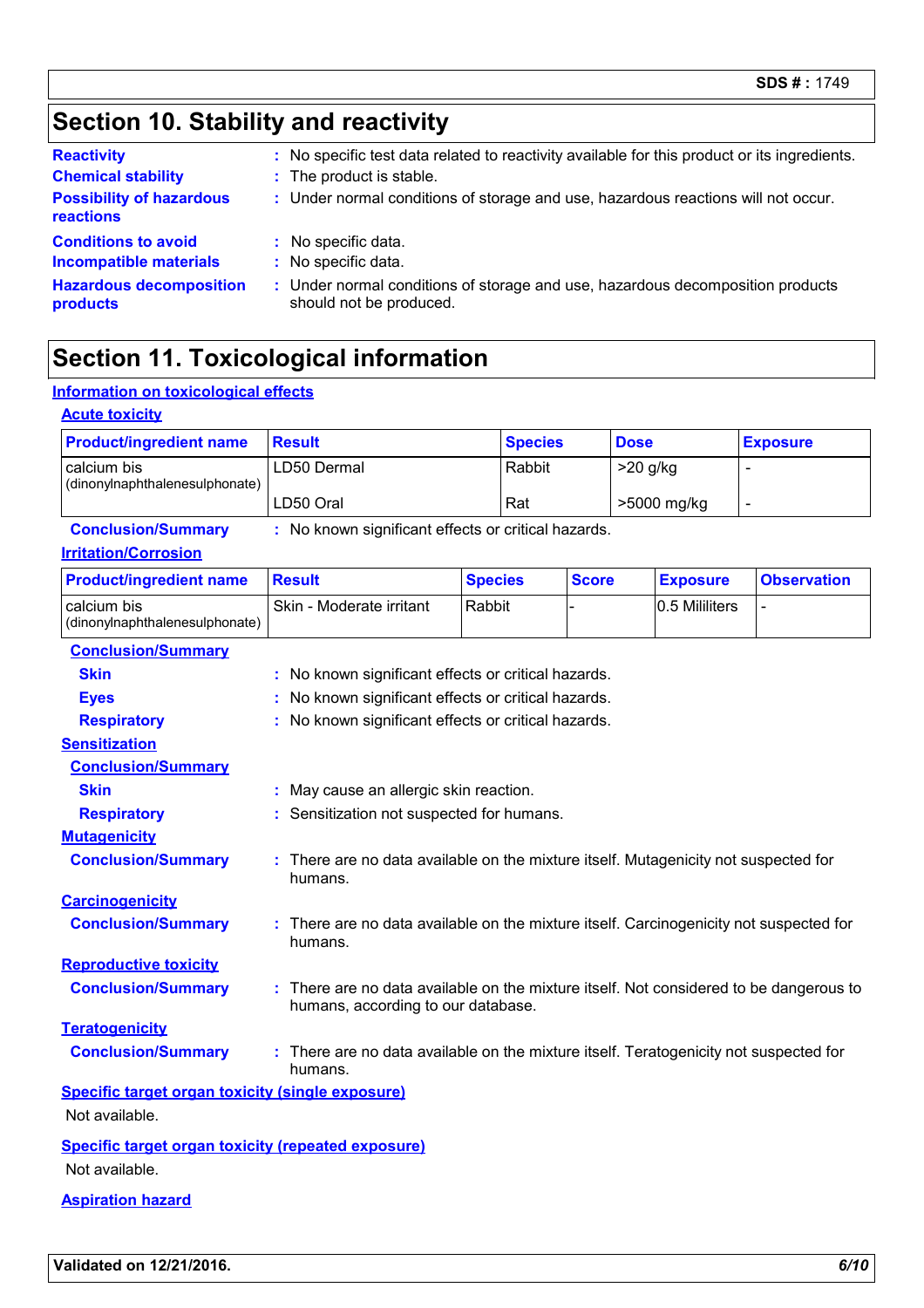# Section 10. Stability and reactivity

**Reactivity** : No specific test data related to reactivity available for this product or its ingredients.

**Chemical stability** : The product is stable.

**Possibility of hazardous reactions** : Under normal conditions of storage and use, hazardous reactions will not occur.

**Conditions to avoid** : No specific data.

**Incompatible materials** : No specific data.

**Hazardous decomposition products** : Under normal conditions of storage and use, hazardous decomposition products should not be produced.

# Section 11. Toxicological information

## Information on toxicological effects

### Acute toxicity

| Product/ingredient name | Result | Species | Dose | Exposure |
|---|---|---|---|---|
| calcium bis (dinonylnaphthalenesulphonate) | LD50 Dermal | Rabbit | >20 g/kg | - |
| | LD50 Oral | Rat | >5000 mg/kg | - |

**Conclusion/Summary** : No known significant effects or critical hazards.

### Irritation/Corrosion

| Product/ingredient name | Result | Species | Score | Exposure | Observation |
|---|---|---|---|---|---|
| calcium bis (dinonylnaphthalenesulphonate) | Skin - Moderate irritant | Rabbit | - | 0.5 Mililiters | - |

**Conclusion/Summary**

**Skin** : No known significant effects or critical hazards.

**Eyes** : No known significant effects or critical hazards.

**Respiratory** : No known significant effects or critical hazards.

### Sensitization

**Conclusion/Summary**

**Skin** : May cause an allergic skin reaction.

**Respiratory** : Sensitization not suspected for humans.

### Mutagenicity

**Conclusion/Summary** : There are no data available on the mixture itself. Mutagenicity not suspected for humans.

### Carcinogenicity

**Conclusion/Summary** : There are no data available on the mixture itself. Carcinogenicity not suspected for humans.

### Reproductive toxicity

**Conclusion/Summary** : There are no data available on the mixture itself. Not considered to be dangerous to humans, according to our database.

### Teratogenicity

**Conclusion/Summary** : There are no data available on the mixture itself. Teratogenicity not suspected for humans.

### Specific target organ toxicity (single exposure)

Not available.

### Specific target organ toxicity (repeated exposure)

Not available.

### Aspiration hazard

**Validated on 12/21/2016.**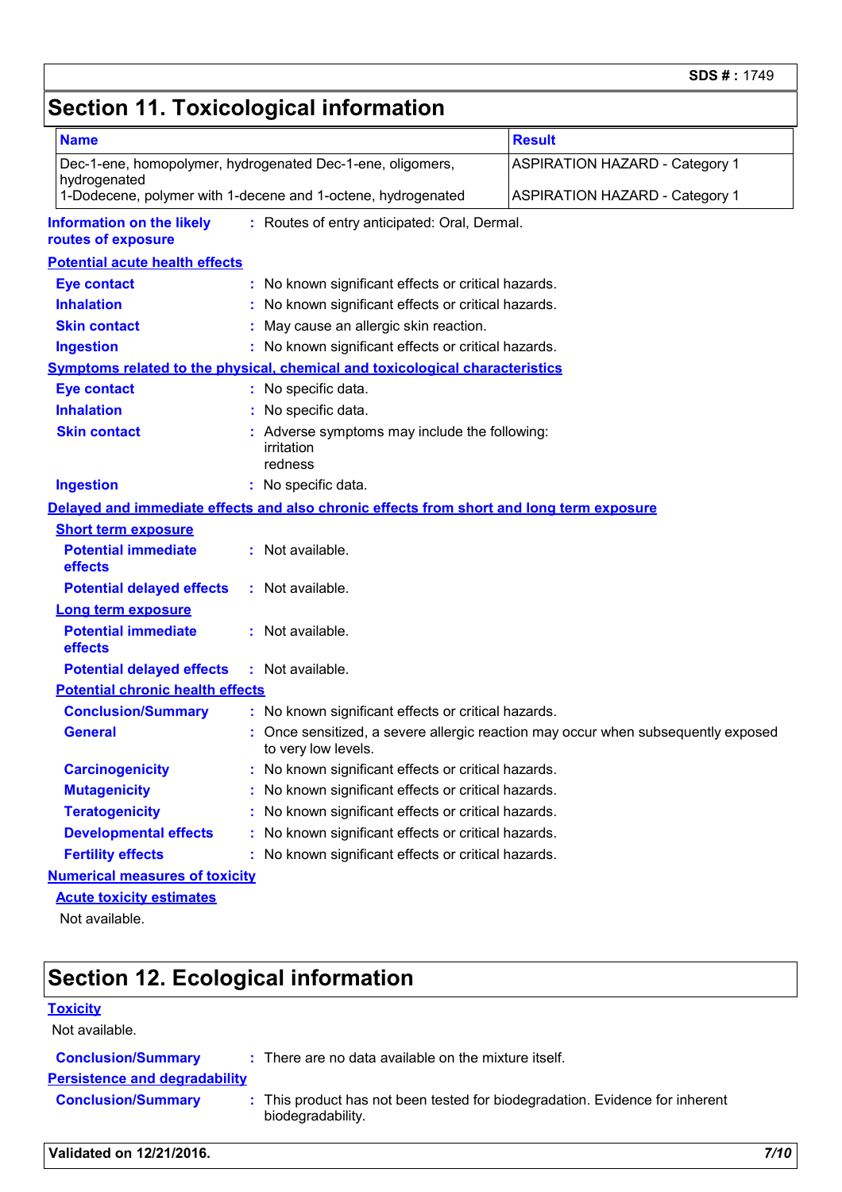# Section 11. Toxicological information

| Name | Result |
| --- | --- |
| Dec-1-ene, homopolymer, hydrogenated Dec-1-ene, oligomers, hydrogenated | ASPIRATION HAZARD - Category 1 |
| 1-Dodecene, polymer with 1-decene and 1-octene, hydrogenated | ASPIRATION HAZARD - Category 1 |

**Information on the likely routes of exposure** : Routes of entry anticipated: Oral, Dermal.

**Potential acute health effects**

**Eye contact** : No known significant effects or critical hazards.

**Inhalation** : No known significant effects or critical hazards.

**Skin contact** : May cause an allergic skin reaction.

**Ingestion** : No known significant effects or critical hazards.

**Symptoms related to the physical, chemical and toxicological characteristics**

**Eye contact** : No specific data.

**Inhalation** : No specific data.

**Skin contact** : Adverse symptoms may include the following:
irritation
redness

**Ingestion** : No specific data.

**Delayed and immediate effects and also chronic effects from short and long term exposure**

**Short term exposure**

**Potential immediate effects** : Not available.

**Potential delayed effects** : Not available.

**Long term exposure**

**Potential immediate effects** : Not available.

**Potential delayed effects** : Not available.

**Potential chronic health effects**

**Conclusion/Summary** : No known significant effects or critical hazards.

**General** : Once sensitized, a severe allergic reaction may occur when subsequently exposed to very low levels.

**Carcinogenicity** : No known significant effects or critical hazards.

**Mutagenicity** : No known significant effects or critical hazards.

**Teratogenicity** : No known significant effects or critical hazards.

**Developmental effects** : No known significant effects or critical hazards.

**Fertility effects** : No known significant effects or critical hazards.

**Numerical measures of toxicity**

**Acute toxicity estimates**

Not available.

# Section 12. Ecological information

**Toxicity**

Not available.

**Conclusion/Summary** : There are no data available on the mixture itself.

**Persistence and degradability**

**Conclusion/Summary** : This product has not been tested for biodegradation. Evidence for inherent biodegradability.

**Validated on 12/21/2016.**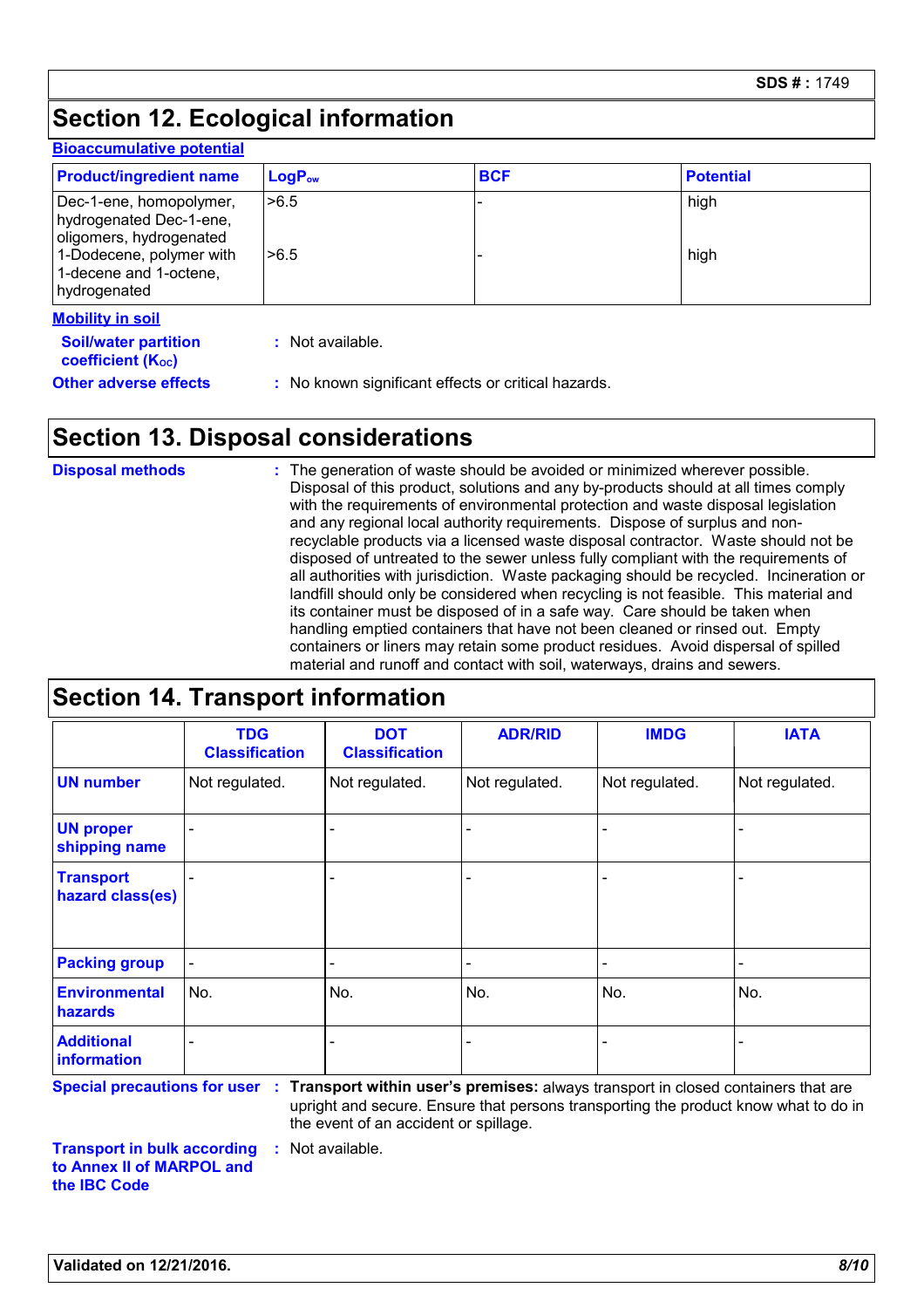## Section 12. Ecological information

**Bioaccumulative potential**

| Product/ingredient name | $LogP_{ow}$ | BCF | Potential |
| --- | --- | --- | --- |
| Dec-1-ene, homopolymer, hydrogenated Dec-1-ene, oligomers, hydrogenated | >6.5 | - | high |
| 1-Dodecene, polymer with 1-decene and 1-octene, hydrogenated | >6.5 | - | high |

**Mobility in soil**

**Soil/water partition coefficient ($K_{OC}$)** : Not available.

**Other adverse effects** : No known significant effects or critical hazards.

## Section 13. Disposal considerations

**Disposal methods** : The generation of waste should be avoided or minimized wherever possible. Disposal of this product, solutions and any by-products should at all times comply with the requirements of environmental protection and waste disposal legislation and any regional local authority requirements. Dispose of surplus and non-recyclable products via a licensed waste disposal contractor. Waste should not be disposed of untreated to the sewer unless fully compliant with the requirements of all authorities with jurisdiction. Waste packaging should be recycled. Incineration or landfill should only be considered when recycling is not feasible. This material and its container must be disposed of in a safe way. Care should be taken when handling emptied containers that have not been cleaned or rinsed out. Empty containers or liners may retain some product residues. Avoid dispersal of spilled material and runoff and contact with soil, waterways, drains and sewers.

## Section 14. Transport information

| | TDG Classification | DOT Classification | ADR/RID | IMDG | IATA |
| --- | --- | --- | --- | --- | --- |
| UN number | Not regulated. | Not regulated. | Not regulated. | Not regulated. | Not regulated. |
| UN proper shipping name | - | - | - | - | - |
| Transport hazard class(es) | - | - | - | - | - |
| Packing group | - | - | - | - | - |
| Environmental hazards | No. | No. | No. | No. | No. |
| Additional information | - | - | - | - | - |

**Special precautions for user** : **Transport within user's premises:** always transport in closed containers that are upright and secure. Ensure that persons transporting the product know what to do in the event of an accident or spillage.

**Transport in bulk according to Annex II of MARPOL and the IBC Code** : Not available.

**Validated on 12/21/2016.**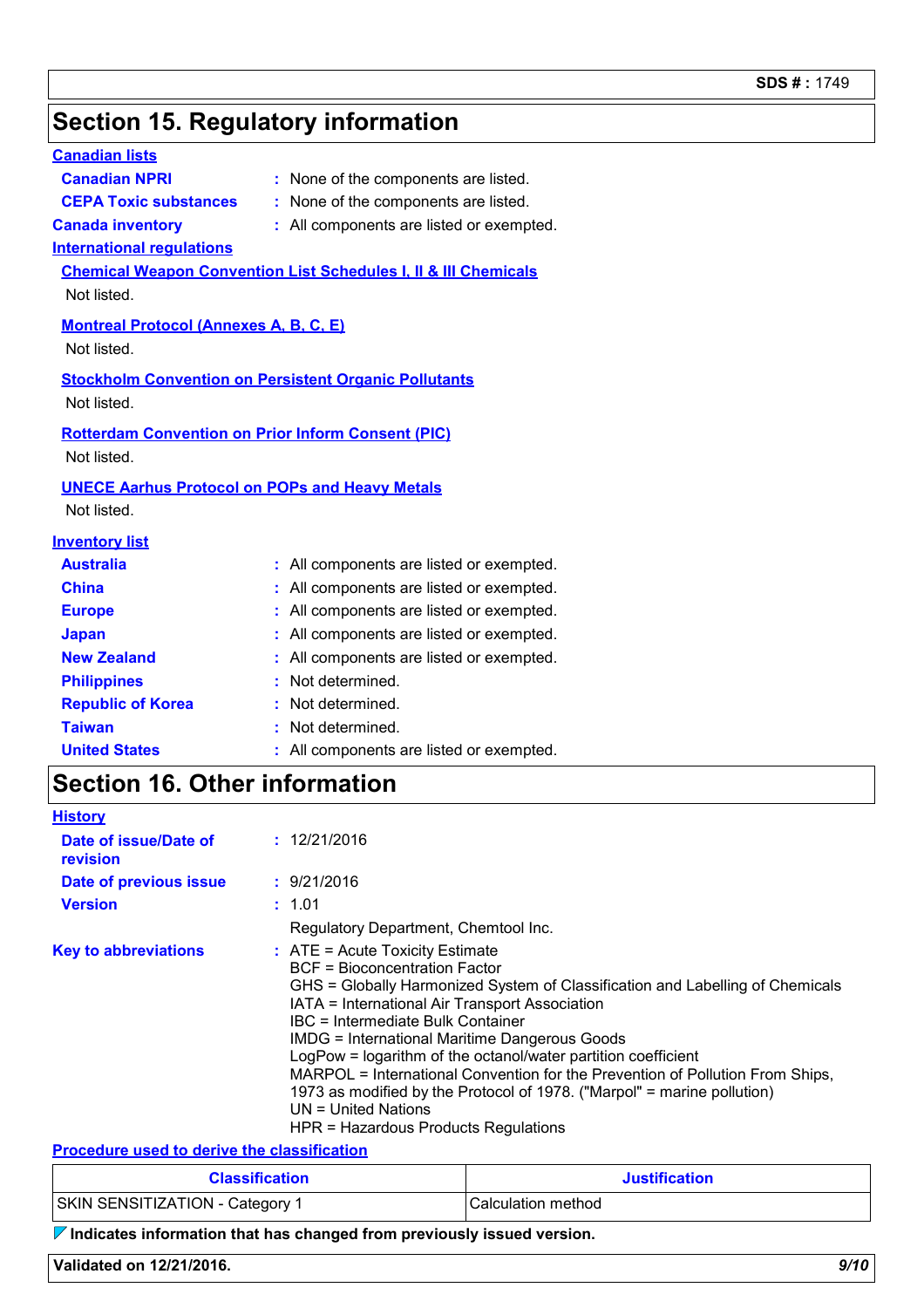## Section 15. Regulatory information

**Canadian lists**

**Canadian NPRI** : None of the components are listed.

**CEPA Toxic substances** : None of the components are listed.

**Canada inventory** : All components are listed or exempted.

**International regulations**

**Chemical Weapon Convention List Schedules I, II & III Chemicals**

Not listed.

**Montreal Protocol (Annexes A, B, C, E)**

Not listed.

**Stockholm Convention on Persistent Organic Pollutants**

Not listed.

**Rotterdam Convention on Prior Inform Consent (PIC)**

Not listed.

**UNECE Aarhus Protocol on POPs and Heavy Metals**

Not listed.

**Inventory list**

**Australia** : All components are listed or exempted.

**China** : All components are listed or exempted.

**Europe** : All components are listed or exempted.

**Japan** : All components are listed or exempted.

**New Zealand** : All components are listed or exempted.

**Philippines** : Not determined.

**Republic of Korea** : Not determined.

**Taiwan** : Not determined.

**United States** : All components are listed or exempted.

## Section 16. Other information

**History**

**Date of issue/Date of revision** : 12/21/2016

**Date of previous issue** : 9/21/2016

**Version** : 1.01

Regulatory Department, Chemtool Inc.

**Key to abbreviations** : ATE = Acute Toxicity Estimate
BCF = Bioconcentration Factor
GHS = Globally Harmonized System of Classification and Labelling of Chemicals
IATA = International Air Transport Association
IBC = Intermediate Bulk Container
IMDG = International Maritime Dangerous Goods
LogPow = logarithm of the octanol/water partition coefficient
MARPOL = International Convention for the Prevention of Pollution From Ships, 1973 as modified by the Protocol of 1978. ("Marpol" = marine pollution)
UN = United Nations
HPR = Hazardous Products Regulations

**Procedure used to derive the classification**

| Classification | Justification |
| --- | --- |
| SKIN SENSITIZATION - Category 1 | Calculation method |

**Indicates information that has changed from previously issued version.**

**Validated on 12/21/2016.**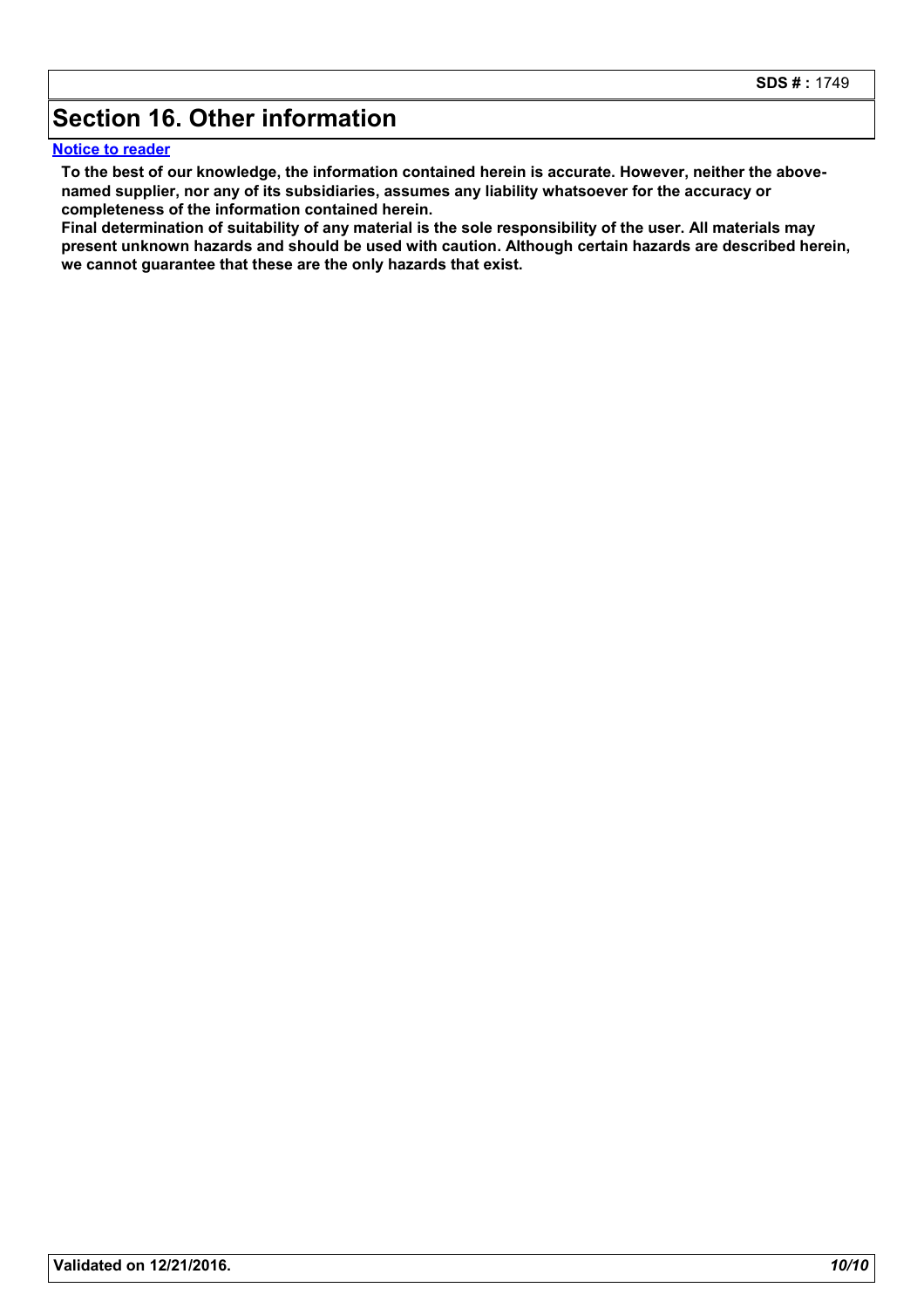## Section 16. Other information

**Notice to reader**

**To the best of our knowledge, the information contained herein is accurate. However, neither the above-named supplier, nor any of its subsidiaries, assumes any liability whatsoever for the accuracy or completeness of the information contained herein.**

**Final determination of suitability of any material is the sole responsibility of the user. All materials may present unknown hazards and should be used with caution. Although certain hazards are described herein, we cannot guarantee that these are the only hazards that exist.**

**Validated on 12/21/2016.**